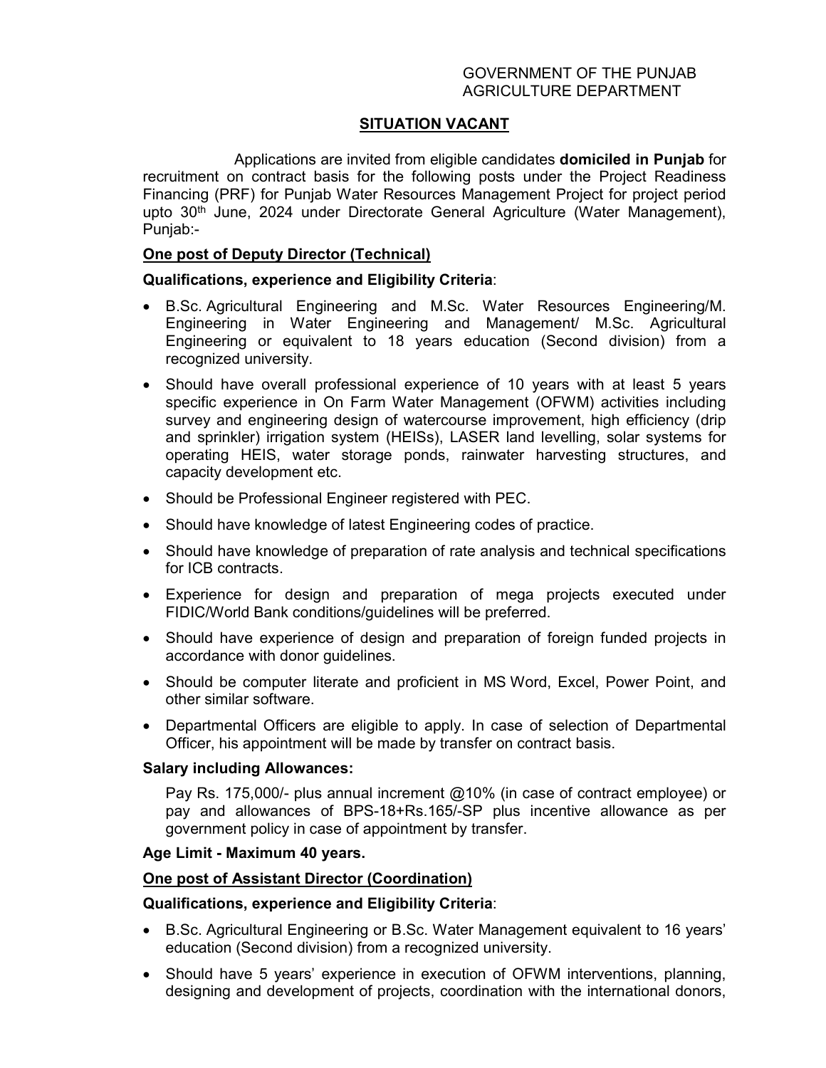GOVERNMENT OF THE PUNJAB
AGRICULTURE DEPARTMENT

# SITUATION VACANT

Applications are invited from eligible candidates **domiciled in Punjab** for recruitment on contract basis for the following posts under the Project Readiness Financing (PRF) for Punjab Water Resources Management Project for project period upto 30th June, 2024 under Directorate General Agriculture (Water Management), Punjab:-

## One post of Deputy Director (Technical)

**Qualifications, experience and Eligibility Criteria**:

- B.Sc. Agricultural Engineering and M.Sc. Water Resources Engineering/M. Engineering in Water Engineering and Management/ M.Sc. Agricultural Engineering or equivalent to 18 years education (Second division) from a recognized university.
- Should have overall professional experience of 10 years with at least 5 years specific experience in On Farm Water Management (OFWM) activities including survey and engineering design of watercourse improvement, high efficiency (drip and sprinkler) irrigation system (HEISs), LASER land levelling, solar systems for operating HEIS, water storage ponds, rainwater harvesting structures, and capacity development etc.
- Should be Professional Engineer registered with PEC.
- Should have knowledge of latest Engineering codes of practice.
- Should have knowledge of preparation of rate analysis and technical specifications for ICB contracts.
- Experience for design and preparation of mega projects executed under FIDIC/World Bank conditions/guidelines will be preferred.
- Should have experience of design and preparation of foreign funded projects in accordance with donor guidelines.
- Should be computer literate and proficient in MS Word, Excel, Power Point, and other similar software.
- Departmental Officers are eligible to apply. In case of selection of Departmental Officer, his appointment will be made by transfer on contract basis.

**Salary including Allowances:**

Pay Rs. 175,000/- plus annual increment @10% (in case of contract employee) or pay and allowances of BPS-18+Rs.165/-SP plus incentive allowance as per government policy in case of appointment by transfer.

**Age Limit - Maximum 40 years.**

## One post of Assistant Director (Coordination)

**Qualifications, experience and Eligibility Criteria**:

- B.Sc. Agricultural Engineering or B.Sc. Water Management equivalent to 16 years' education (Second division) from a recognized university.
- Should have 5 years' experience in execution of OFWM interventions, planning, designing and development of projects, coordination with the international donors,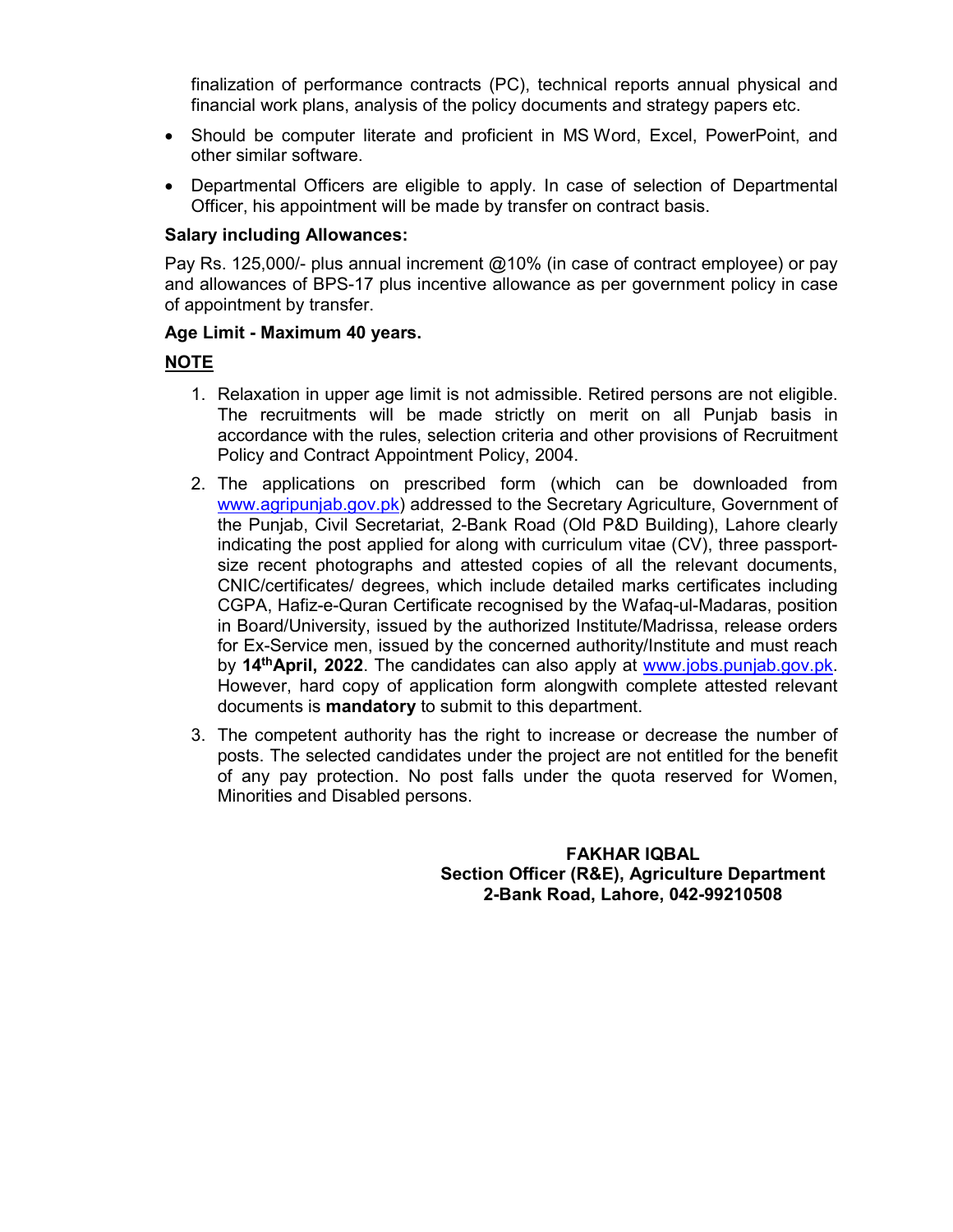finalization of performance contracts (PC), technical reports annual physical and financial work plans, analysis of the policy documents and strategy papers etc.

- Should be computer literate and proficient in MS Word, Excel, PowerPoint, and other similar software.
- Departmental Officers are eligible to apply. In case of selection of Departmental Officer, his appointment will be made by transfer on contract basis.

**Salary including Allowances:**

Pay Rs. 125,000/- plus annual increment @10% (in case of contract employee) or pay and allowances of BPS-17 plus incentive allowance as per government policy in case of appointment by transfer.

**Age Limit - Maximum 40 years.**

**<u>NOTE</u>**

1. Relaxation in upper age limit is not admissible. Retired persons are not eligible. The recruitments will be made strictly on merit on all Punjab basis in accordance with the rules, selection criteria and other provisions of Recruitment Policy and Contract Appointment Policy, 2004.
2. The applications on prescribed form (which can be downloaded from www.agripunjab.gov.pk) addressed to the Secretary Agriculture, Government of the Punjab, Civil Secretariat, 2-Bank Road (Old P&D Building), Lahore clearly indicating the post applied for along with curriculum vitae (CV), three passport-size recent photographs and attested copies of all the relevant documents, CNIC/certificates/ degrees, which include detailed marks certificates including CGPA, Hafiz-e-Quran Certificate recognised by the Wafaq-ul-Madaras, position in Board/University, issued by the authorized Institute/Madrissa, release orders for Ex-Service men, issued by the concerned authority/Institute and must reach by **14th April, 2022**. The candidates can also apply at www.jobs.punjab.gov.pk. However, hard copy of application form alongwith complete attested relevant documents is **mandatory** to submit to this department.
3. The competent authority has the right to increase or decrease the number of posts. The selected candidates under the project are not entitled for the benefit of any pay protection. No post falls under the quota reserved for Women, Minorities and Disabled persons.

**FAKHAR IQBAL**
**Section Officer (R&E), Agriculture Department**
**2-Bank Road, Lahore, 042-99210508**